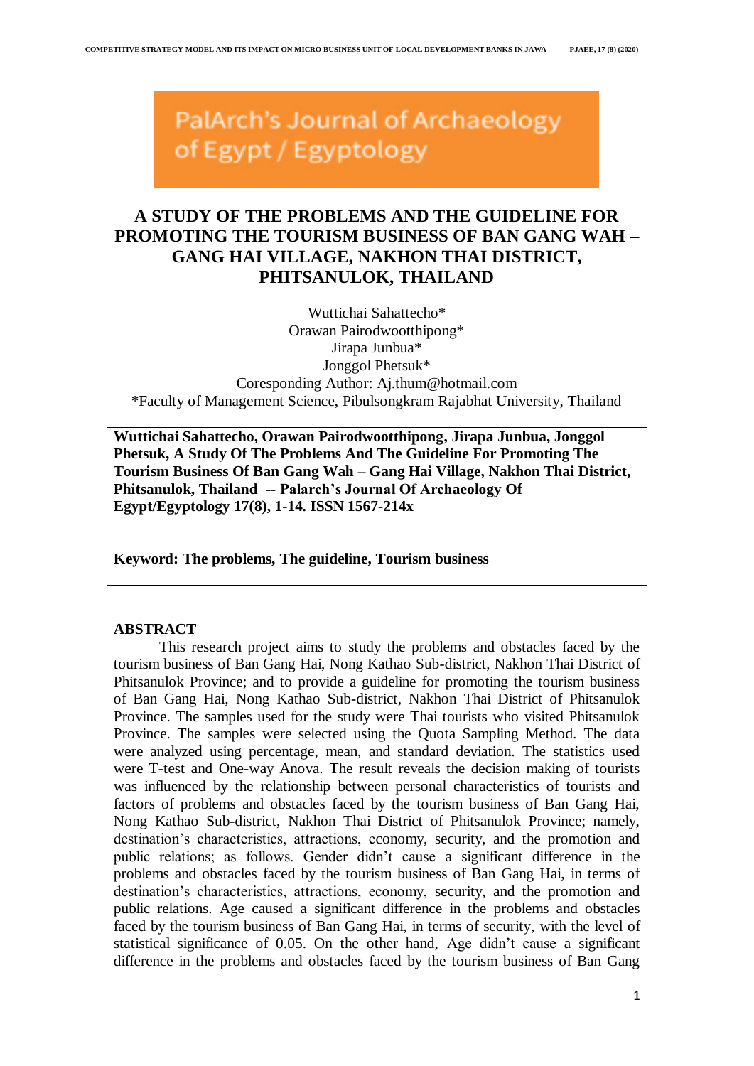PalArch's Journal of Archaeology of Egypt / Egyptology

# A STUDY OF THE PROBLEMS AND THE GUIDELINE FOR PROMOTING THE TOURISM BUSINESS OF BAN GANG WAH – GANG HAI VILLAGE, NAKHON THAI DISTRICT, PHITSANULOK, THAILAND

Wuttichai Sahattecho*
Orawan Pairodwootthipong*
Jirapa Junbua*
Jonggol Phetsuk*
Coresponding Author: Aj.thum@hotmail.com
*Faculty of Management Science, Pibulsongkram Rajabhat University, Thailand

**Wuttichai Sahattecho, Orawan Pairodwootthipong, Jirapa Junbua, Jonggol Phetsuk, A Study Of The Problems And The Guideline For Promoting The Tourism Business Of Ban Gang Wah – Gang Hai Village, Nakhon Thai District, Phitsanulok, Thailand -- Palarch's Journal Of Archaeology Of Egypt/Egyptology 17(8), 1-14. ISSN 1567-214x**

**Keyword: The problems, The guideline, Tourism business**

## ABSTRACT

This research project aims to study the problems and obstacles faced by the tourism business of Ban Gang Hai, Nong Kathao Sub-district, Nakhon Thai District of Phitsanulok Province; and to provide a guideline for promoting the tourism business of Ban Gang Hai, Nong Kathao Sub-district, Nakhon Thai District of Phitsanulok Province. The samples used for the study were Thai tourists who visited Phitsanulok Province. The samples were selected using the Quota Sampling Method. The data were analyzed using percentage, mean, and standard deviation. The statistics used were T-test and One-way Anova. The result reveals the decision making of tourists was influenced by the relationship between personal characteristics of tourists and factors of problems and obstacles faced by the tourism business of Ban Gang Hai, Nong Kathao Sub-district, Nakhon Thai District of Phitsanulok Province; namely, destination's characteristics, attractions, economy, security, and the promotion and public relations; as follows. Gender didn't cause a significant difference in the problems and obstacles faced by the tourism business of Ban Gang Hai, in terms of destination's characteristics, attractions, economy, security, and the promotion and public relations. Age caused a significant difference in the problems and obstacles faced by the tourism business of Ban Gang Hai, in terms of security, with the level of statistical significance of 0.05. On the other hand, Age didn't cause a significant difference in the problems and obstacles faced by the tourism business of Ban Gang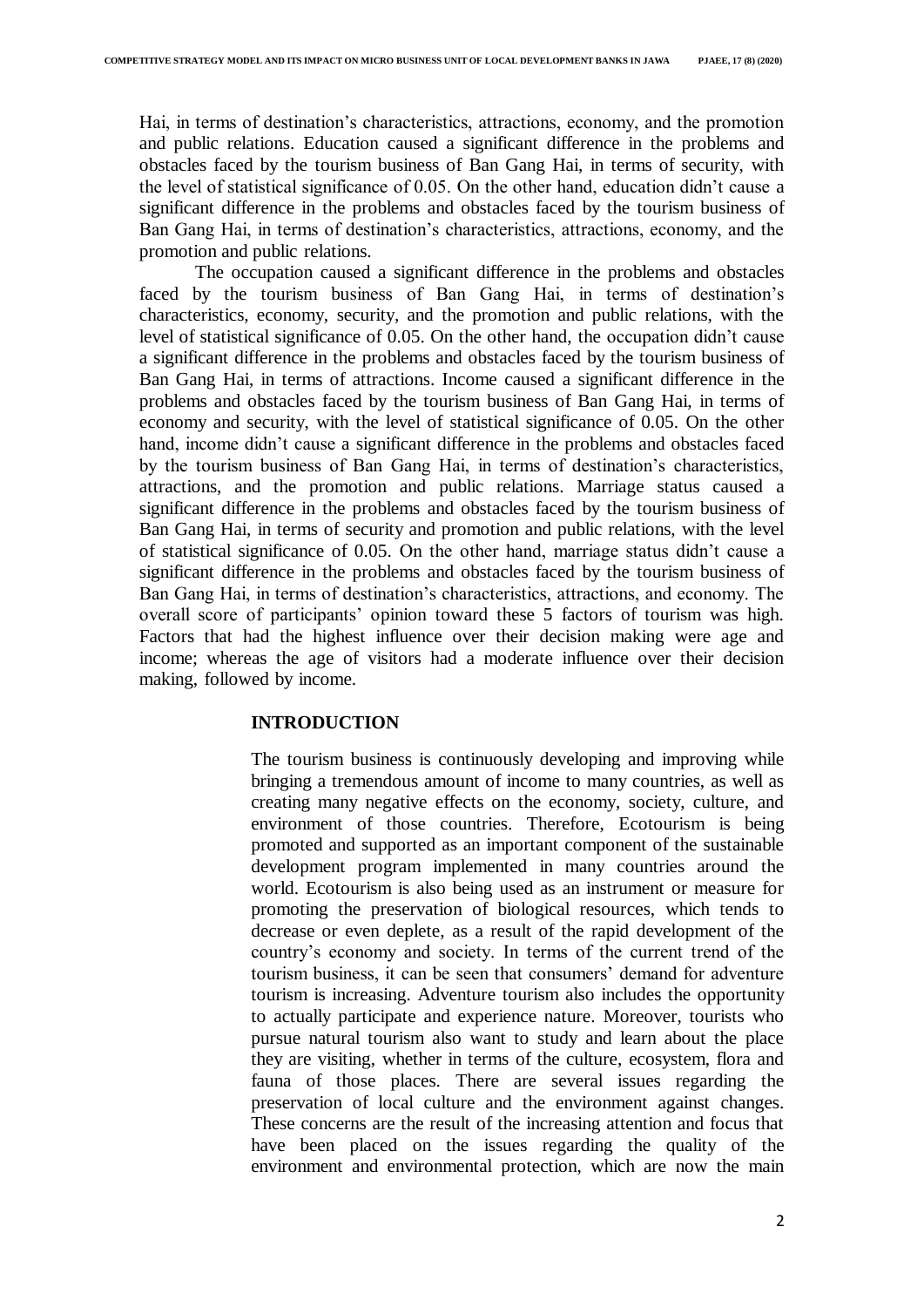Hai, in terms of destination's characteristics, attractions, economy, and the promotion and public relations. Education caused a significant difference in the problems and obstacles faced by the tourism business of Ban Gang Hai, in terms of security, with the level of statistical significance of 0.05. On the other hand, education didn't cause a significant difference in the problems and obstacles faced by the tourism business of Ban Gang Hai, in terms of destination's characteristics, attractions, economy, and the promotion and public relations.

The occupation caused a significant difference in the problems and obstacles faced by the tourism business of Ban Gang Hai, in terms of destination's characteristics, economy, security, and the promotion and public relations, with the level of statistical significance of 0.05. On the other hand, the occupation didn't cause a significant difference in the problems and obstacles faced by the tourism business of Ban Gang Hai, in terms of attractions. Income caused a significant difference in the problems and obstacles faced by the tourism business of Ban Gang Hai, in terms of economy and security, with the level of statistical significance of 0.05. On the other hand, income didn't cause a significant difference in the problems and obstacles faced by the tourism business of Ban Gang Hai, in terms of destination's characteristics, attractions, and the promotion and public relations. Marriage status caused a significant difference in the problems and obstacles faced by the tourism business of Ban Gang Hai, in terms of security and promotion and public relations, with the level of statistical significance of 0.05. On the other hand, marriage status didn't cause a significant difference in the problems and obstacles faced by the tourism business of Ban Gang Hai, in terms of destination's characteristics, attractions, and economy. The overall score of participants' opinion toward these 5 factors of tourism was high. Factors that had the highest influence over their decision making were age and income; whereas the age of visitors had a moderate influence over their decision making, followed by income.

## INTRODUCTION

The tourism business is continuously developing and improving while bringing a tremendous amount of income to many countries, as well as creating many negative effects on the economy, society, culture, and environment of those countries. Therefore, Ecotourism is being promoted and supported as an important component of the sustainable development program implemented in many countries around the world. Ecotourism is also being used as an instrument or measure for promoting the preservation of biological resources, which tends to decrease or even deplete, as a result of the rapid development of the country's economy and society. In terms of the current trend of the tourism business, it can be seen that consumers' demand for adventure tourism is increasing. Adventure tourism also includes the opportunity to actually participate and experience nature. Moreover, tourists who pursue natural tourism also want to study and learn about the place they are visiting, whether in terms of the culture, ecosystem, flora and fauna of those places. There are several issues regarding the preservation of local culture and the environment against changes. These concerns are the result of the increasing attention and focus that have been placed on the issues regarding the quality of the environment and environmental protection, which are now the main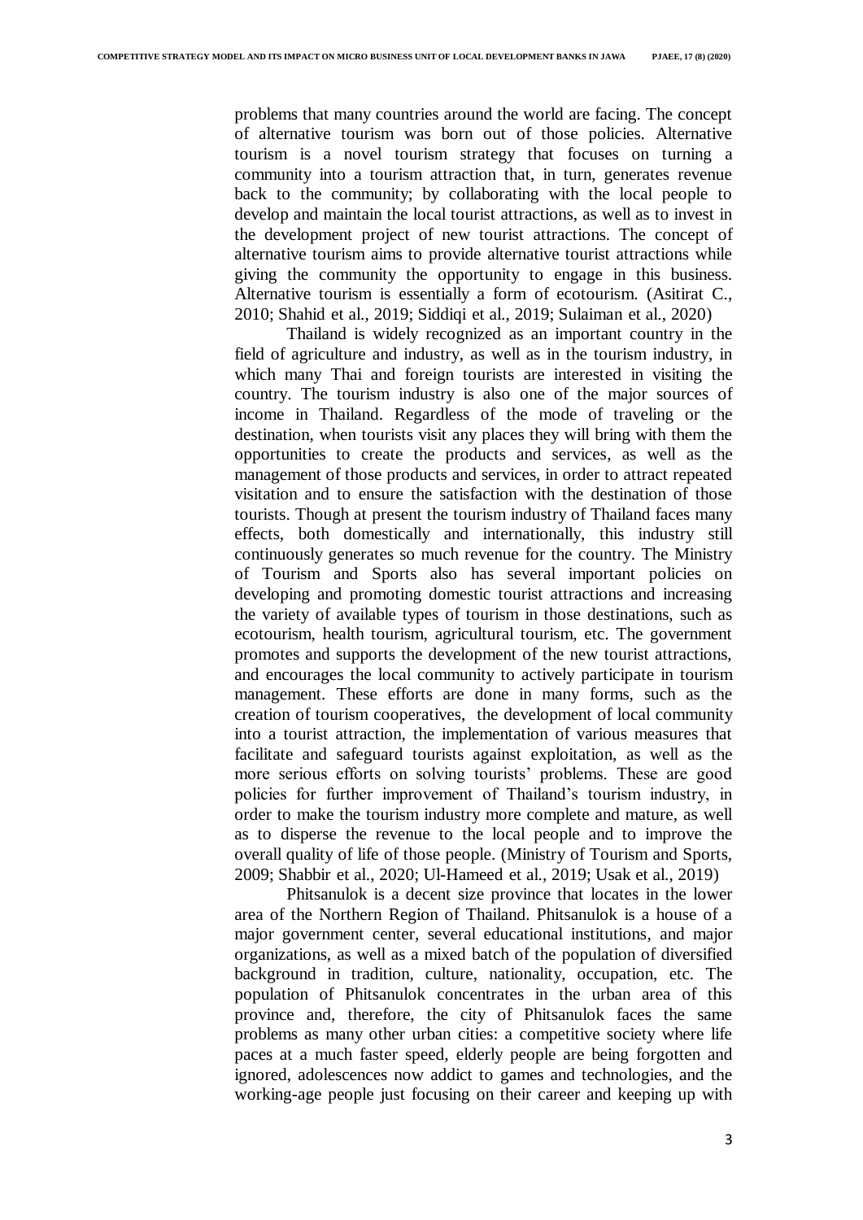problems that many countries around the world are facing. The concept of alternative tourism was born out of those policies. Alternative tourism is a novel tourism strategy that focuses on turning a community into a tourism attraction that, in turn, generates revenue back to the community; by collaborating with the local people to develop and maintain the local tourist attractions, as well as to invest in the development project of new tourist attractions. The concept of alternative tourism aims to provide alternative tourist attractions while giving the community the opportunity to engage in this business. Alternative tourism is essentially a form of ecotourism. (Asitirat C., 2010; Shahid et al., 2019; Siddiqi et al., 2019; Sulaiman et al., 2020)

Thailand is widely recognized as an important country in the field of agriculture and industry, as well as in the tourism industry, in which many Thai and foreign tourists are interested in visiting the country. The tourism industry is also one of the major sources of income in Thailand. Regardless of the mode of traveling or the destination, when tourists visit any places they will bring with them the opportunities to create the products and services, as well as the management of those products and services, in order to attract repeated visitation and to ensure the satisfaction with the destination of those tourists. Though at present the tourism industry of Thailand faces many effects, both domestically and internationally, this industry still continuously generates so much revenue for the country. The Ministry of Tourism and Sports also has several important policies on developing and promoting domestic tourist attractions and increasing the variety of available types of tourism in those destinations, such as ecotourism, health tourism, agricultural tourism, etc. The government promotes and supports the development of the new tourist attractions, and encourages the local community to actively participate in tourism management. These efforts are done in many forms, such as the creation of tourism cooperatives, the development of local community into a tourist attraction, the implementation of various measures that facilitate and safeguard tourists against exploitation, as well as the more serious efforts on solving tourists' problems. These are good policies for further improvement of Thailand's tourism industry, in order to make the tourism industry more complete and mature, as well as to disperse the revenue to the local people and to improve the overall quality of life of those people. (Ministry of Tourism and Sports, 2009; Shabbir et al., 2020; Ul-Hameed et al., 2019; Usak et al., 2019)

Phitsanulok is a decent size province that locates in the lower area of the Northern Region of Thailand. Phitsanulok is a house of a major government center, several educational institutions, and major organizations, as well as a mixed batch of the population of diversified background in tradition, culture, nationality, occupation, etc. The population of Phitsanulok concentrates in the urban area of this province and, therefore, the city of Phitsanulok faces the same problems as many other urban cities: a competitive society where life paces at a much faster speed, elderly people are being forgotten and ignored, adolescences now addict to games and technologies, and the working-age people just focusing on their career and keeping up with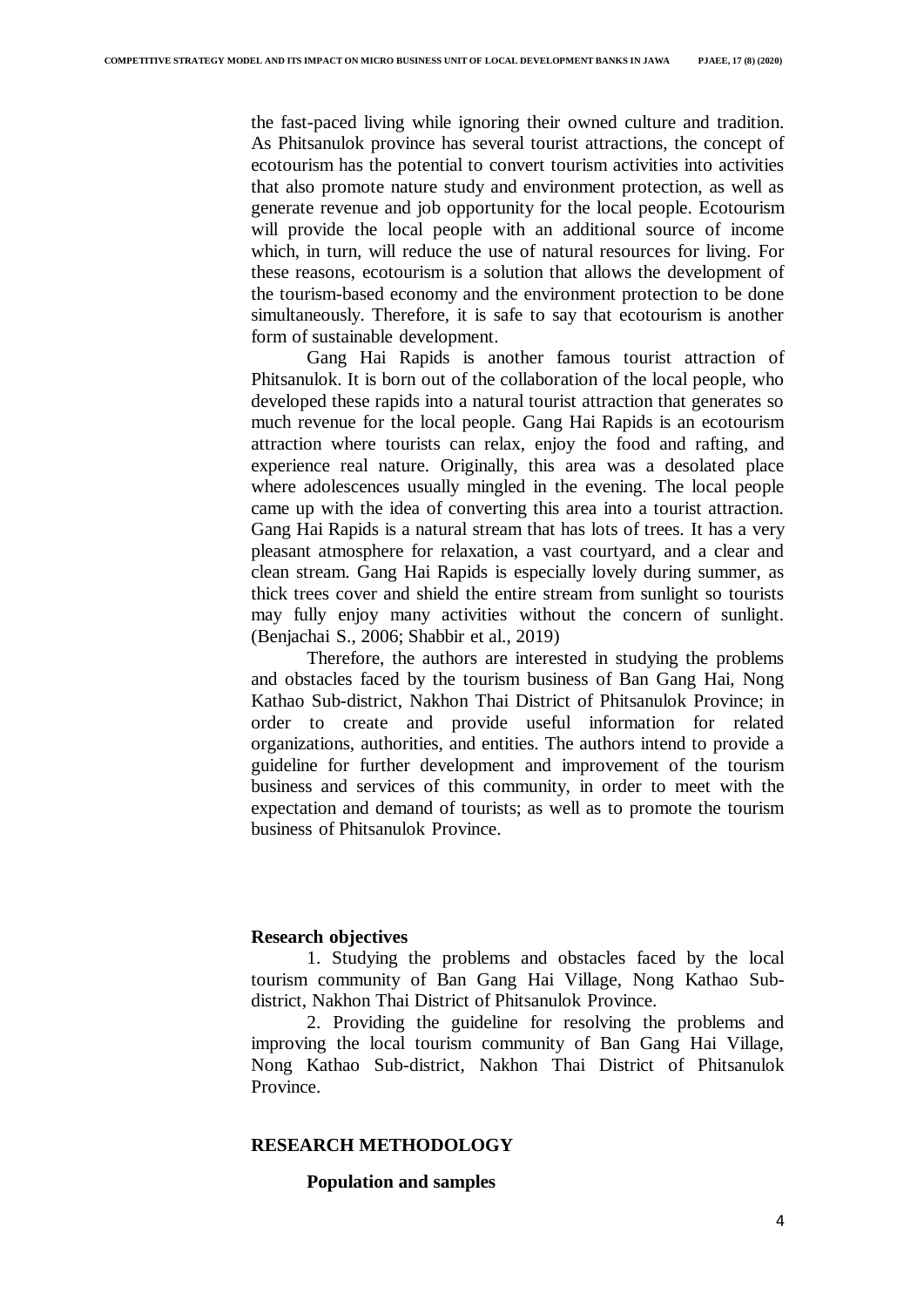the fast-paced living while ignoring their owned culture and tradition. As Phitsanulok province has several tourist attractions, the concept of ecotourism has the potential to convert tourism activities into activities that also promote nature study and environment protection, as well as generate revenue and job opportunity for the local people. Ecotourism will provide the local people with an additional source of income which, in turn, will reduce the use of natural resources for living. For these reasons, ecotourism is a solution that allows the development of the tourism-based economy and the environment protection to be done simultaneously. Therefore, it is safe to say that ecotourism is another form of sustainable development.

Gang Hai Rapids is another famous tourist attraction of Phitsanulok. It is born out of the collaboration of the local people, who developed these rapids into a natural tourist attraction that generates so much revenue for the local people. Gang Hai Rapids is an ecotourism attraction where tourists can relax, enjoy the food and rafting, and experience real nature. Originally, this area was a desolated place where adolescences usually mingled in the evening. The local people came up with the idea of converting this area into a tourist attraction. Gang Hai Rapids is a natural stream that has lots of trees. It has a very pleasant atmosphere for relaxation, a vast courtyard, and a clear and clean stream. Gang Hai Rapids is especially lovely during summer, as thick trees cover and shield the entire stream from sunlight so tourists may fully enjoy many activities without the concern of sunlight. (Benjachai S., 2006; Shabbir et al., 2019)

Therefore, the authors are interested in studying the problems and obstacles faced by the tourism business of Ban Gang Hai, Nong Kathao Sub-district, Nakhon Thai District of Phitsanulok Province; in order to create and provide useful information for related organizations, authorities, and entities. The authors intend to provide a guideline for further development and improvement of the tourism business and services of this community, in order to meet with the expectation and demand of tourists; as well as to promote the tourism business of Phitsanulok Province.

**Research objectives**

1. Studying the problems and obstacles faced by the local tourism community of Ban Gang Hai Village, Nong Kathao Sub-district, Nakhon Thai District of Phitsanulok Province.

2. Providing the guideline for resolving the problems and improving the local tourism community of Ban Gang Hai Village, Nong Kathao Sub-district, Nakhon Thai District of Phitsanulok Province.

## RESEARCH METHODOLOGY

### Population and samples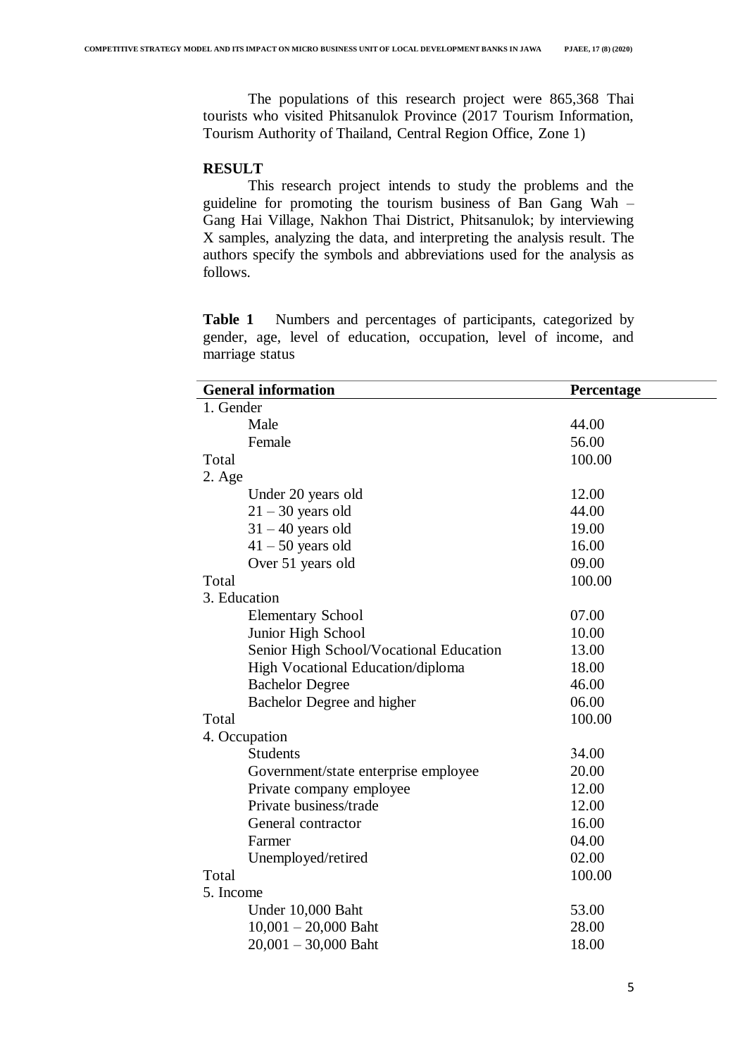The populations of this research project were 865,368 Thai tourists who visited Phitsanulok Province (2017 Tourism Information, Tourism Authority of Thailand, Central Region Office, Zone 1)

## RESULT

This research project intends to study the problems and the guideline for promoting the tourism business of Ban Gang Wah – Gang Hai Village, Nakhon Thai District, Phitsanulok; by interviewing X samples, analyzing the data, and interpreting the analysis result. The authors specify the symbols and abbreviations used for the analysis as follows.

**Table 1** Numbers and percentages of participants, categorized by gender, age, level of education, occupation, level of income, and marriage status

| General information | Percentage |
|---|---|
| 1. Gender | |
| Male | 44.00 |
| Female | 56.00 |
| Total | 100.00 |
| 2. Age | |
| Under 20 years old | 12.00 |
| 21 – 30 years old | 44.00 |
| 31 – 40 years old | 19.00 |
| 41 – 50 years old | 16.00 |
| Over 51 years old | 09.00 |
| Total | 100.00 |
| 3. Education | |
| Elementary School | 07.00 |
| Junior High School | 10.00 |
| Senior High School/Vocational Education | 13.00 |
| High Vocational Education/diploma | 18.00 |
| Bachelor Degree | 46.00 |
| Bachelor Degree and higher | 06.00 |
| Total | 100.00 |
| 4. Occupation | |
| Students | 34.00 |
| Government/state enterprise employee | 20.00 |
| Private company employee | 12.00 |
| Private business/trade | 12.00 |
| General contractor | 16.00 |
| Farmer | 04.00 |
| Unemployed/retired | 02.00 |
| Total | 100.00 |
| 5. Income | |
| Under 10,000 Baht | 53.00 |
| 10,001 – 20,000 Baht | 28.00 |
| 20,001 – 30,000 Baht | 18.00 |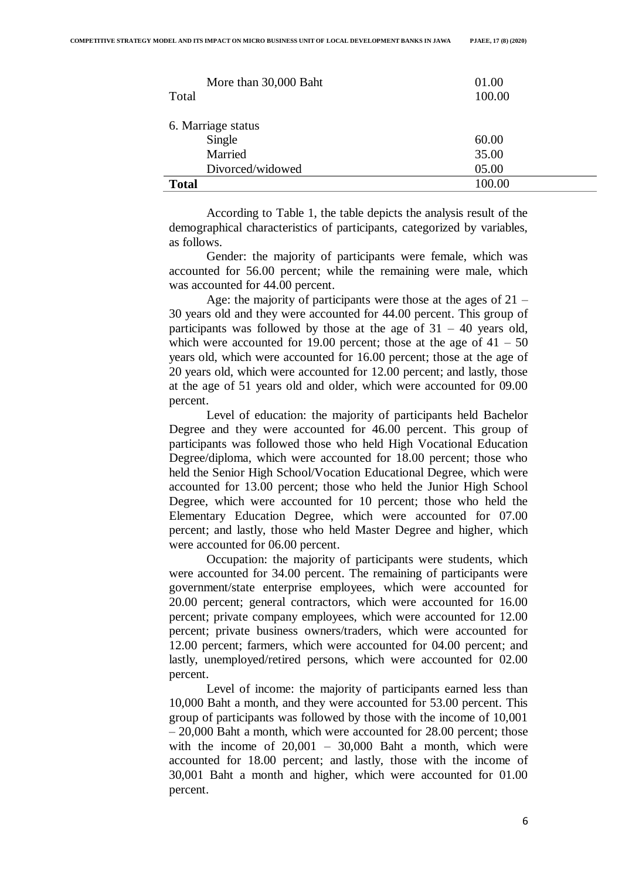| | |
|---|---|
| More than 30,000 Baht | 01.00 |
| Total | 100.00 |
| 6. Marriage status | |
| Single | 60.00 |
| Married | 35.00 |
| Divorced/widowed | 05.00 |
| **Total** | 100.00 |

According to Table 1, the table depicts the analysis result of the demographical characteristics of participants, categorized by variables, as follows.

Gender: the majority of participants were female, which was accounted for 56.00 percent; while the remaining were male, which was accounted for 44.00 percent.

Age: the majority of participants were those at the ages of 21 – 30 years old and they were accounted for 44.00 percent. This group of participants was followed by those at the age of 31 – 40 years old, which were accounted for 19.00 percent; those at the age of 41 – 50 years old, which were accounted for 16.00 percent; those at the age of 20 years old, which were accounted for 12.00 percent; and lastly, those at the age of 51 years old and older, which were accounted for 09.00 percent.

Level of education: the majority of participants held Bachelor Degree and they were accounted for 46.00 percent. This group of participants was followed those who held High Vocational Education Degree/diploma, which were accounted for 18.00 percent; those who held the Senior High School/Vocation Educational Degree, which were accounted for 13.00 percent; those who held the Junior High School Degree, which were accounted for 10 percent; those who held the Elementary Education Degree, which were accounted for 07.00 percent; and lastly, those who held Master Degree and higher, which were accounted for 06.00 percent.

Occupation: the majority of participants were students, which were accounted for 34.00 percent. The remaining of participants were government/state enterprise employees, which were accounted for 20.00 percent; general contractors, which were accounted for 16.00 percent; private company employees, which were accounted for 12.00 percent; private business owners/traders, which were accounted for 12.00 percent; farmers, which were accounted for 04.00 percent; and lastly, unemployed/retired persons, which were accounted for 02.00 percent.

Level of income: the majority of participants earned less than 10,000 Baht a month, and they were accounted for 53.00 percent. This group of participants was followed by those with the income of 10,001 – 20,000 Baht a month, which were accounted for 28.00 percent; those with the income of 20,001 – 30,000 Baht a month, which were accounted for 18.00 percent; and lastly, those with the income of 30,001 Baht a month and higher, which were accounted for 01.00 percent.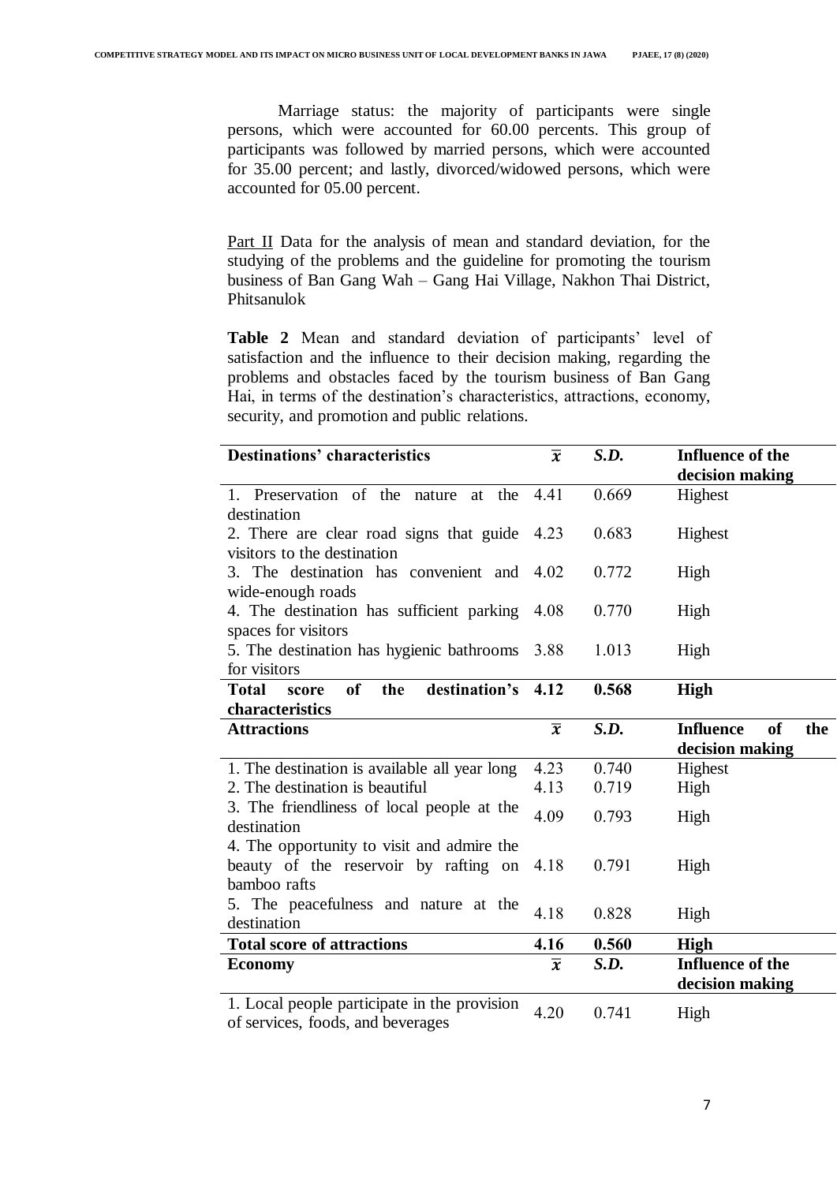Marriage status: the majority of participants were single persons, which were accounted for 60.00 percents. This group of participants was followed by married persons, which were accounted for 35.00 percent; and lastly, divorced/widowed persons, which were accounted for 05.00 percent.

Part II Data for the analysis of mean and standard deviation, for the studying of the problems and the guideline for promoting the tourism business of Ban Gang Wah – Gang Hai Village, Nakhon Thai District, Phitsanulok

**Table 2** Mean and standard deviation of participants' level of satisfaction and the influence to their decision making, regarding the problems and obstacles faced by the tourism business of Ban Gang Hai, in terms of the destination's characteristics, attractions, economy, security, and promotion and public relations.

| **Destinations' characteristics** | $\overline{x}$ | *S.D.* | **Influence of the decision making** |
|---|---|---|---|
| 1. Preservation of the nature at the destination | 4.41 | 0.669 | Highest |
| 2. There are clear road signs that guide visitors to the destination | 4.23 | 0.683 | Highest |
| 3. The destination has convenient and wide-enough roads | 4.02 | 0.772 | High |
| 4. The destination has sufficient parking spaces for visitors | 4.08 | 0.770 | High |
| 5. The destination has hygienic bathrooms for visitors | 3.88 | 1.013 | High |
| **Total score of the destination's characteristics** | **4.12** | **0.568** | **High** |
| **Attractions** | $\overline{x}$ | *S.D.* | **Influence of the decision making** |
| 1. The destination is available all year long | 4.23 | 0.740 | Highest |
| 2. The destination is beautiful | 4.13 | 0.719 | High |
| 3. The friendliness of local people at the destination | 4.09 | 0.793 | High |
| 4. The opportunity to visit and admire the beauty of the reservoir by rafting on bamboo rafts | 4.18 | 0.791 | High |
| 5. The peacefulness and nature at the destination | 4.18 | 0.828 | High |
| **Total score of attractions** | **4.16** | **0.560** | **High** |
| **Economy** | $\overline{x}$ | *S.D.* | **Influence of the decision making** |
| 1. Local people participate in the provision of services, foods, and beverages | 4.20 | 0.741 | High |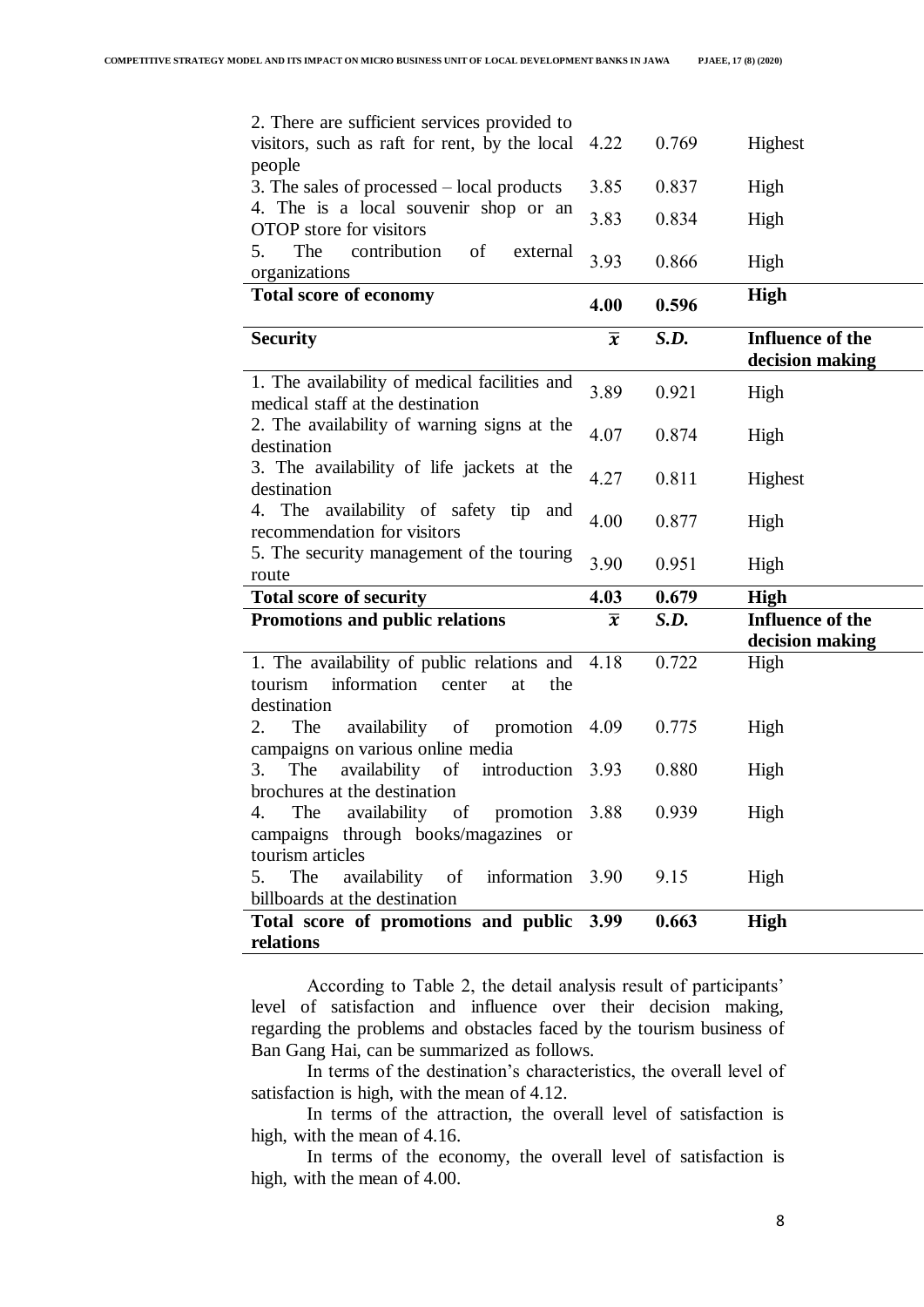| | $\bar{x}$ | S.D. | Influence of the decision making |
|---|---|---|---|
| 2. There are sufficient services provided to visitors, such as raft for rent, by the local people | 4.22 | 0.769 | Highest |
| 3. The sales of processed – local products | 3.85 | 0.837 | High |
| 4. The is a local souvenir shop or an OTOP store for visitors | 3.83 | 0.834 | High |
| 5. The contribution of external organizations | 3.93 | 0.866 | High |
| **Total score of economy** | **4.00** | **0.596** | **High** |
| **Security** | $\bar{x}$ | ***S.D.*** | **Influence of the decision making** |
| 1. The availability of medical facilities and medical staff at the destination | 3.89 | 0.921 | High |
| 2. The availability of warning signs at the destination | 4.07 | 0.874 | High |
| 3. The availability of life jackets at the destination | 4.27 | 0.811 | Highest |
| 4. The availability of safety tip and recommendation for visitors | 4.00 | 0.877 | High |
| 5. The security management of the touring route | 3.90 | 0.951 | High |
| **Total score of security** | **4.03** | **0.679** | **High** |
| **Promotions and public relations** | $\bar{x}$ | ***S.D.*** | **Influence of the decision making** |
| 1. The availability of public relations and tourism information center at the destination | 4.18 | 0.722 | High |
| 2. The availability of promotion campaigns on various online media | 4.09 | 0.775 | High |
| 3. The availability of introduction brochures at the destination | 3.93 | 0.880 | High |
| 4. The availability of promotion campaigns through books/magazines or tourism articles | 3.88 | 0.939 | High |
| 5. The availability of information billboards at the destination | 3.90 | 9.15 | High |
| **Total score of promotions and public relations** | **3.99** | **0.663** | **High** |

According to Table 2, the detail analysis result of participants' level of satisfaction and influence over their decision making, regarding the problems and obstacles faced by the tourism business of Ban Gang Hai, can be summarized as follows.

In terms of the destination's characteristics, the overall level of satisfaction is high, with the mean of 4.12.

In terms of the attraction, the overall level of satisfaction is high, with the mean of 4.16.

In terms of the economy, the overall level of satisfaction is high, with the mean of 4.00.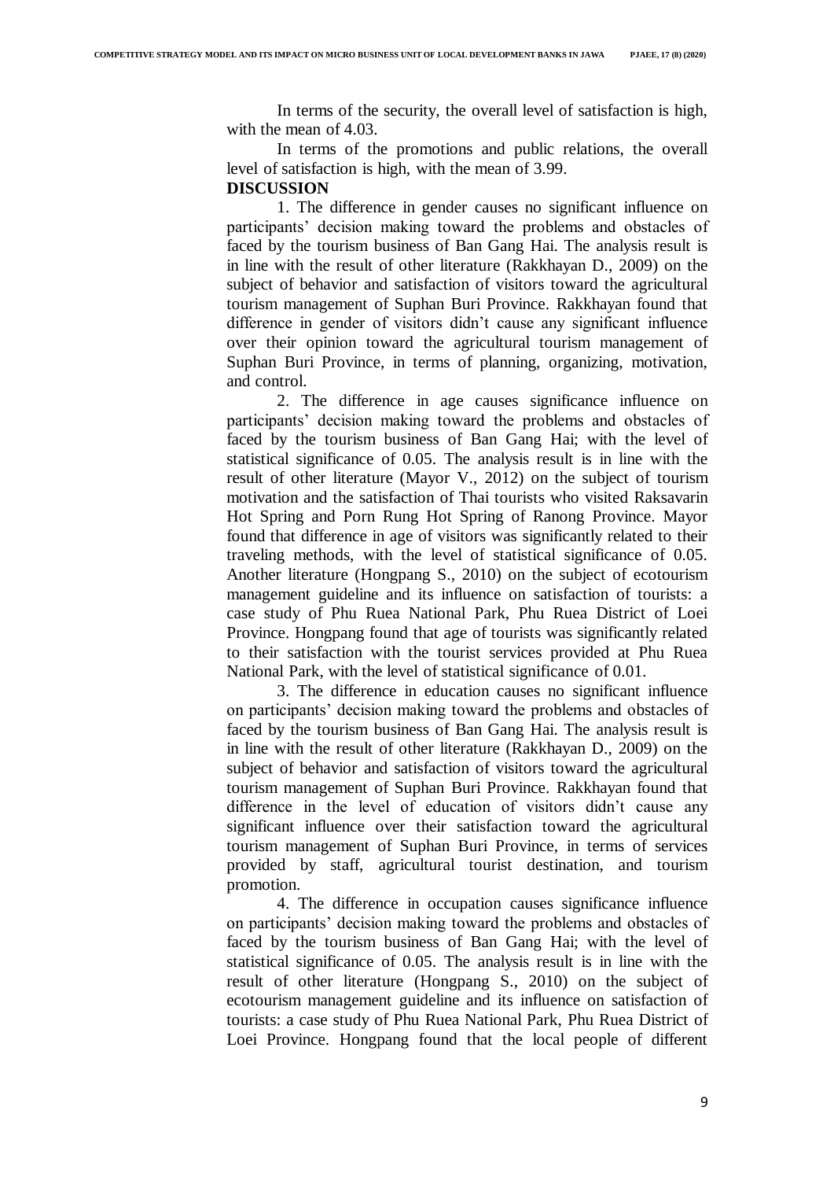In terms of the security, the overall level of satisfaction is high, with the mean of 4.03.

In terms of the promotions and public relations, the overall level of satisfaction is high, with the mean of 3.99.

## DISCUSSION

1. The difference in gender causes no significant influence on participants' decision making toward the problems and obstacles of faced by the tourism business of Ban Gang Hai. The analysis result is in line with the result of other literature (Rakkhayan D., 2009) on the subject of behavior and satisfaction of visitors toward the agricultural tourism management of Suphan Buri Province. Rakkhayan found that difference in gender of visitors didn't cause any significant influence over their opinion toward the agricultural tourism management of Suphan Buri Province, in terms of planning, organizing, motivation, and control.

2. The difference in age causes significance influence on participants' decision making toward the problems and obstacles of faced by the tourism business of Ban Gang Hai; with the level of statistical significance of 0.05. The analysis result is in line with the result of other literature (Mayor V., 2012) on the subject of tourism motivation and the satisfaction of Thai tourists who visited Raksavarin Hot Spring and Porn Rung Hot Spring of Ranong Province. Mayor found that difference in age of visitors was significantly related to their traveling methods, with the level of statistical significance of 0.05. Another literature (Hongpang S., 2010) on the subject of ecotourism management guideline and its influence on satisfaction of tourists: a case study of Phu Ruea National Park, Phu Ruea District of Loei Province. Hongpang found that age of tourists was significantly related to their satisfaction with the tourist services provided at Phu Ruea National Park, with the level of statistical significance of 0.01.

3. The difference in education causes no significant influence on participants' decision making toward the problems and obstacles of faced by the tourism business of Ban Gang Hai. The analysis result is in line with the result of other literature (Rakkhayan D., 2009) on the subject of behavior and satisfaction of visitors toward the agricultural tourism management of Suphan Buri Province. Rakkhayan found that difference in the level of education of visitors didn't cause any significant influence over their satisfaction toward the agricultural tourism management of Suphan Buri Province, in terms of services provided by staff, agricultural tourist destination, and tourism promotion.

4. The difference in occupation causes significance influence on participants' decision making toward the problems and obstacles of faced by the tourism business of Ban Gang Hai; with the level of statistical significance of 0.05. The analysis result is in line with the result of other literature (Hongpang S., 2010) on the subject of ecotourism management guideline and its influence on satisfaction of tourists: a case study of Phu Ruea National Park, Phu Ruea District of Loei Province. Hongpang found that the local people of different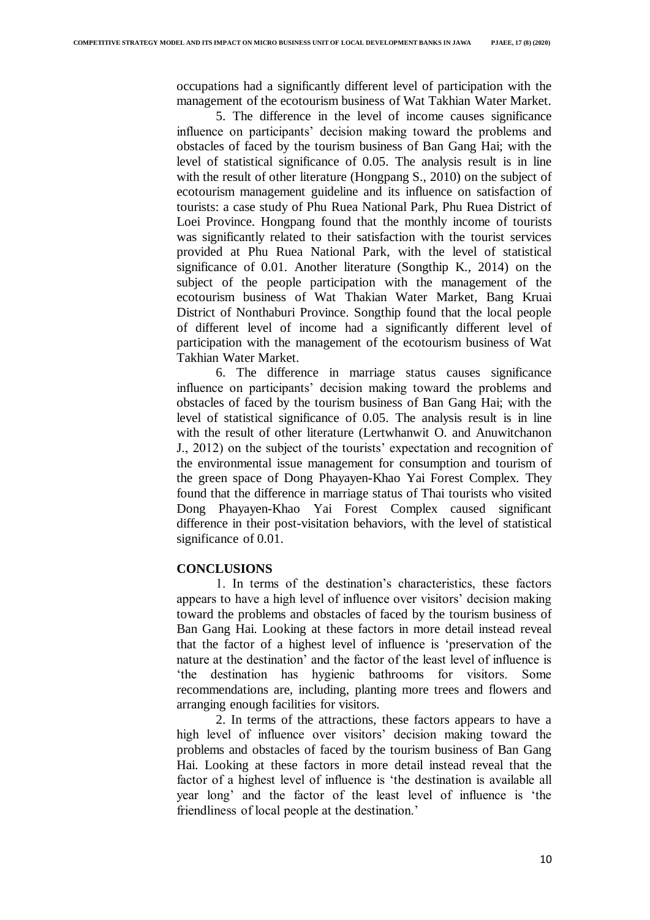occupations had a significantly different level of participation with the management of the ecotourism business of Wat Takhian Water Market.

5. The difference in the level of income causes significance influence on participants' decision making toward the problems and obstacles of faced by the tourism business of Ban Gang Hai; with the level of statistical significance of 0.05. The analysis result is in line with the result of other literature (Hongpang S., 2010) on the subject of ecotourism management guideline and its influence on satisfaction of tourists: a case study of Phu Ruea National Park, Phu Ruea District of Loei Province. Hongpang found that the monthly income of tourists was significantly related to their satisfaction with the tourist services provided at Phu Ruea National Park, with the level of statistical significance of 0.01. Another literature (Songthip K., 2014) on the subject of the people participation with the management of the ecotourism business of Wat Thakian Water Market, Bang Kruai District of Nonthaburi Province. Songthip found that the local people of different level of income had a significantly different level of participation with the management of the ecotourism business of Wat Takhian Water Market.

6. The difference in marriage status causes significance influence on participants' decision making toward the problems and obstacles of faced by the tourism business of Ban Gang Hai; with the level of statistical significance of 0.05. The analysis result is in line with the result of other literature (Lertwhanwit O. and Anuwitchanon J., 2012) on the subject of the tourists' expectation and recognition of the environmental issue management for consumption and tourism of the green space of Dong Phayayen-Khao Yai Forest Complex. They found that the difference in marriage status of Thai tourists who visited Dong Phayayen-Khao Yai Forest Complex caused significant difference in their post-visitation behaviors, with the level of statistical significance of 0.01.

## CONCLUSIONS

1. In terms of the destination's characteristics, these factors appears to have a high level of influence over visitors' decision making toward the problems and obstacles of faced by the tourism business of Ban Gang Hai. Looking at these factors in more detail instead reveal that the factor of a highest level of influence is 'preservation of the nature at the destination' and the factor of the least level of influence is 'the destination has hygienic bathrooms for visitors. Some recommendations are, including, planting more trees and flowers and arranging enough facilities for visitors.

2. In terms of the attractions, these factors appears to have a high level of influence over visitors' decision making toward the problems and obstacles of faced by the tourism business of Ban Gang Hai. Looking at these factors in more detail instead reveal that the factor of a highest level of influence is 'the destination is available all year long' and the factor of the least level of influence is 'the friendliness of local people at the destination.'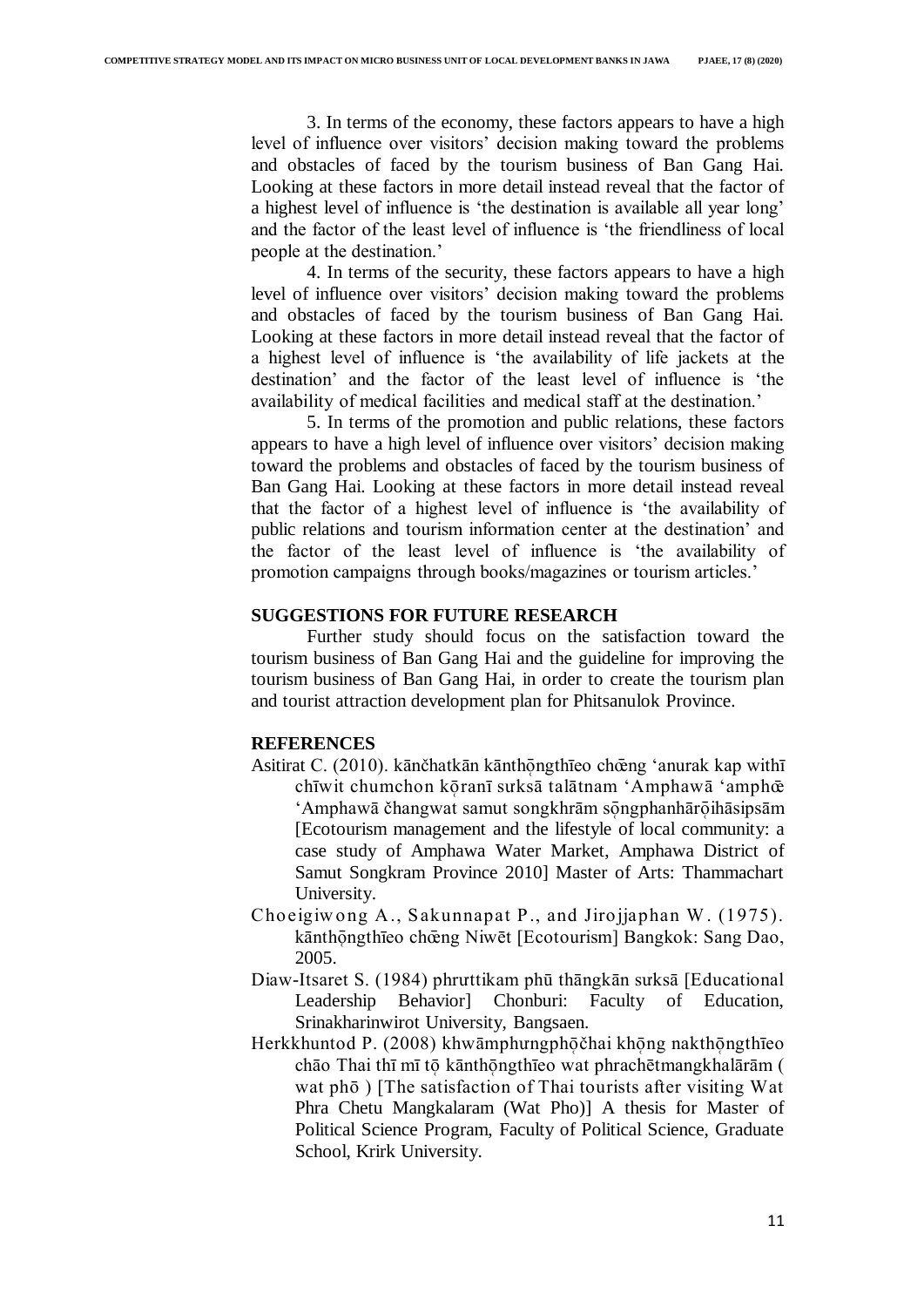3. In terms of the economy, these factors appears to have a high level of influence over visitors' decision making toward the problems and obstacles of faced by the tourism business of Ban Gang Hai. Looking at these factors in more detail instead reveal that the factor of a highest level of influence is 'the destination is available all year long' and the factor of the least level of influence is 'the friendliness of local people at the destination.'

4. In terms of the security, these factors appears to have a high level of influence over visitors' decision making toward the problems and obstacles of faced by the tourism business of Ban Gang Hai. Looking at these factors in more detail instead reveal that the factor of a highest level of influence is 'the availability of life jackets at the destination' and the factor of the least level of influence is 'the availability of medical facilities and medical staff at the destination.'

5. In terms of the promotion and public relations, these factors appears to have a high level of influence over visitors' decision making toward the problems and obstacles of faced by the tourism business of Ban Gang Hai. Looking at these factors in more detail instead reveal that the factor of a highest level of influence is 'the availability of public relations and tourism information center at the destination' and the factor of the least level of influence is 'the availability of promotion campaigns through books/magazines or tourism articles.'

## SUGGESTIONS FOR FUTURE RESEARCH

Further study should focus on the satisfaction toward the tourism business of Ban Gang Hai and the guideline for improving the tourism business of Ban Gang Hai, in order to create the tourism plan and tourist attraction development plan for Phitsanulok Province.

## REFERENCES

Asitirat C. (2010). kānčhatkān kānthǭngthīeo chœ̄ng 'anurak kap withī chīwit chumchon kǭranī sưksā talātnam 'Amphawā 'amphœ̄ 'Amphawā čhangwat samut songkhrām sǭngphanhārǭihāsipsām [Ecotourism management and the lifestyle of local community: a case study of Amphawa Water Market, Amphawa District of Samut Songkram Province 2010] Master of Arts: Thammachart University.

Choeigiwong A., Sakunnapat P., and Jirojjaphan W. (1975). kānthǭngthīeo chœ̄ng Niwēt [Ecotourism] Bangkok: Sang Dao, 2005.

Diaw-Itsaret S. (1984) phrưttikam phū thāngkān sưksā [Educational Leadership Behavior] Chonburi: Faculty of Education, Srinakharinwirot University, Bangsaen.

Herkkhuntod P. (2008) khwāmphưngphǭčhai khǭng nakthǭngthīeo chāo Thai thī mī tǭ kānthǭngthīeo wat phrachētmangkhalārām ( wat phō ) [The satisfaction of Thai tourists after visiting Wat Phra Chetu Mangkalaram (Wat Pho)] A thesis for Master of Political Science Program, Faculty of Political Science, Graduate School, Krirk University.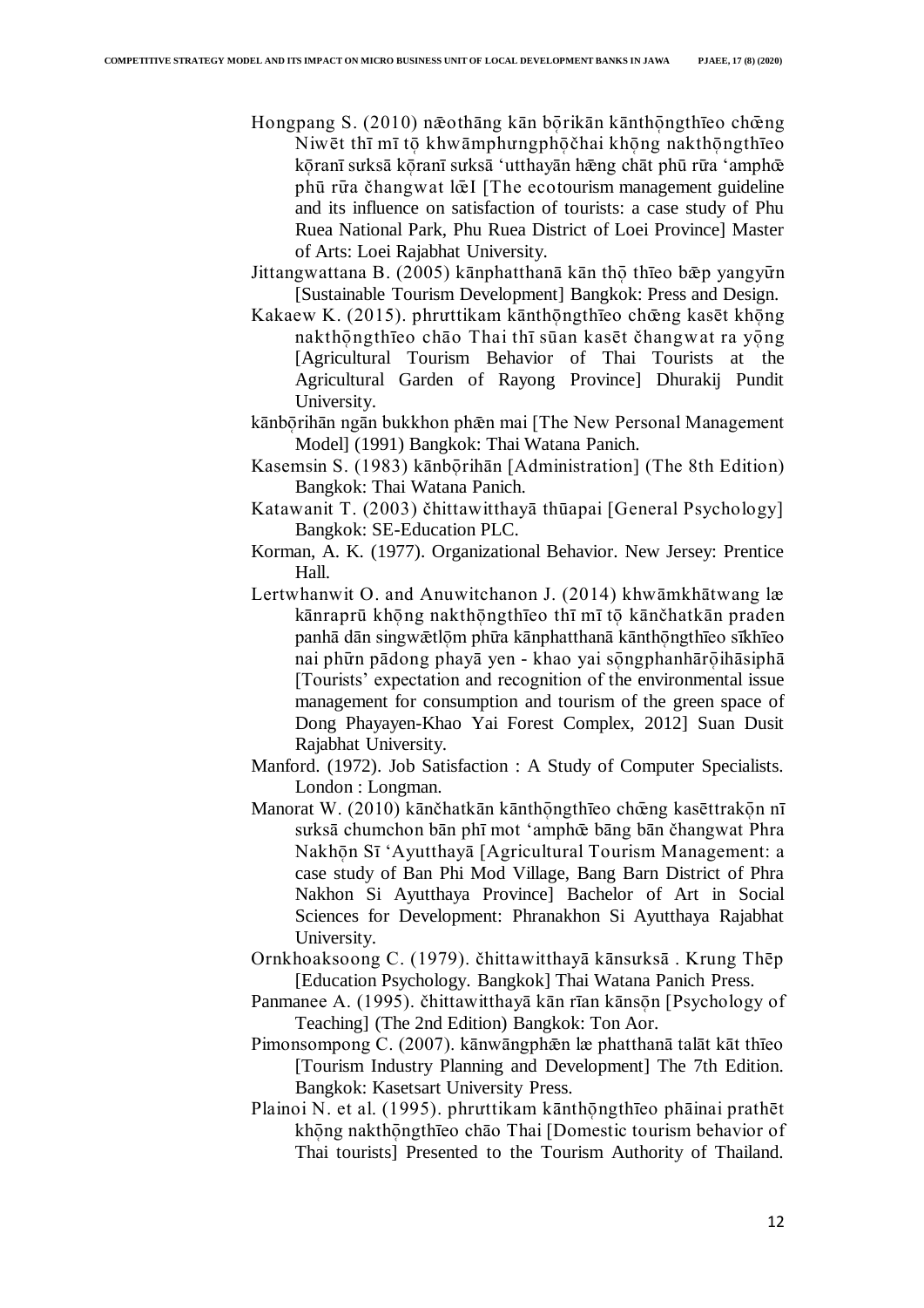Hongpang S. (2010) næothāng kān bǫrikān kānthǭngthīeo chœ̄ng Niwēt thī mī tǭ khwāmphưngphǭčhai khǭng nakthǭngthīeo kǭranī sưksā kǭranī sưksā ʻutthayān hǣng chāt phū rư̄a ʻamphœ̄ phū rư̄a čhangwat lœ̄I [The ecotourism management guideline and its influence on satisfaction of tourists: a case study of Phu Ruea National Park, Phu Ruea District of Loei Province] Master of Arts: Loei Rajabhat University.

Jittangwattana B. (2005) kānphatthanā kān thǭ thīeo bǣp yangyư̄n [Sustainable Tourism Development] Bangkok: Press and Design.

Kakaew K. (2015). phrưttikam kānthǭngthīeo chœ̄ng kasēt khǭng nakthǭngthīeo chāo Thai thī sūan kasēt čhangwat ra yǭng [Agricultural Tourism Behavior of Thai Tourists at the Agricultural Garden of Rayong Province] Dhurakij Pundit University.

kānbǭrihān ngān bukkhon phǣn mai [The New Personal Management Model] (1991) Bangkok: Thai Watana Panich.

Kasemsin S. (1983) kānbǭrihān [Administration] (The 8th Edition) Bangkok: Thai Watana Panich.

Katawanit T. (2003) čhittawitthayā thūapai [General Psychology] Bangkok: SE-Education PLC.

Korman, A. K. (1977). Organizational Behavior. New Jersey: Prentice Hall.

Lertwhanwit O. and Anuwitchanon J. (2014) khwāmkhātwang læ kānraprū khǭng nakthǭngthīeo thī mī tǭ kānčhatkān panhā dān singwǣtlǭm phư̄a kānphatthanā kānthǭngthīeo sīkhīeo nai phư̄n pādong phayā yen - khao yai sǭngphanhārǭihāsiphā [Tourists' expectation and recognition of the environmental issue management for consumption and tourism of the green space of Dong Phayayen-Khao Yai Forest Complex, 2012] Suan Dusit Rajabhat University.

Manford. (1972). Job Satisfaction : A Study of Computer Specialists. London : Longman.

Manorat W. (2010) kānčhatkān kānthǭngthīeo chœ̄ng kasēttrakǭn nī sưksā chumchon bān phī mot ʻamphœ̄ bāng bān čhangwat Phra Nakhǭn Sī ʻAyutthayā [Agricultural Tourism Management: a case study of Ban Phi Mod Village, Bang Barn District of Phra Nakhon Si Ayutthaya Province] Bachelor of Art in Social Sciences for Development: Phranakhon Si Ayutthaya Rajabhat University.

Ornkhoaksoong C. (1979). čhittawitthayā kānsưksā . Krung Thēp [Education Psychology. Bangkok] Thai Watana Panich Press.

Panmanee A. (1995). čhittawitthayā kān rīan kānsǭn [Psychology of Teaching] (The 2nd Edition) Bangkok: Ton Aor.

Pimonsompong C. (2007). kānwāngphǣn læ phatthanā talāt kāt thīeo [Tourism Industry Planning and Development] The 7th Edition. Bangkok: Kasetsart University Press.

Plainoi N. et al. (1995). phrưttikam kānthǭngthīeo phāinai prathēt khǭng nakthǭngthīeo chāo Thai [Domestic tourism behavior of Thai tourists] Presented to the Tourism Authority of Thailand.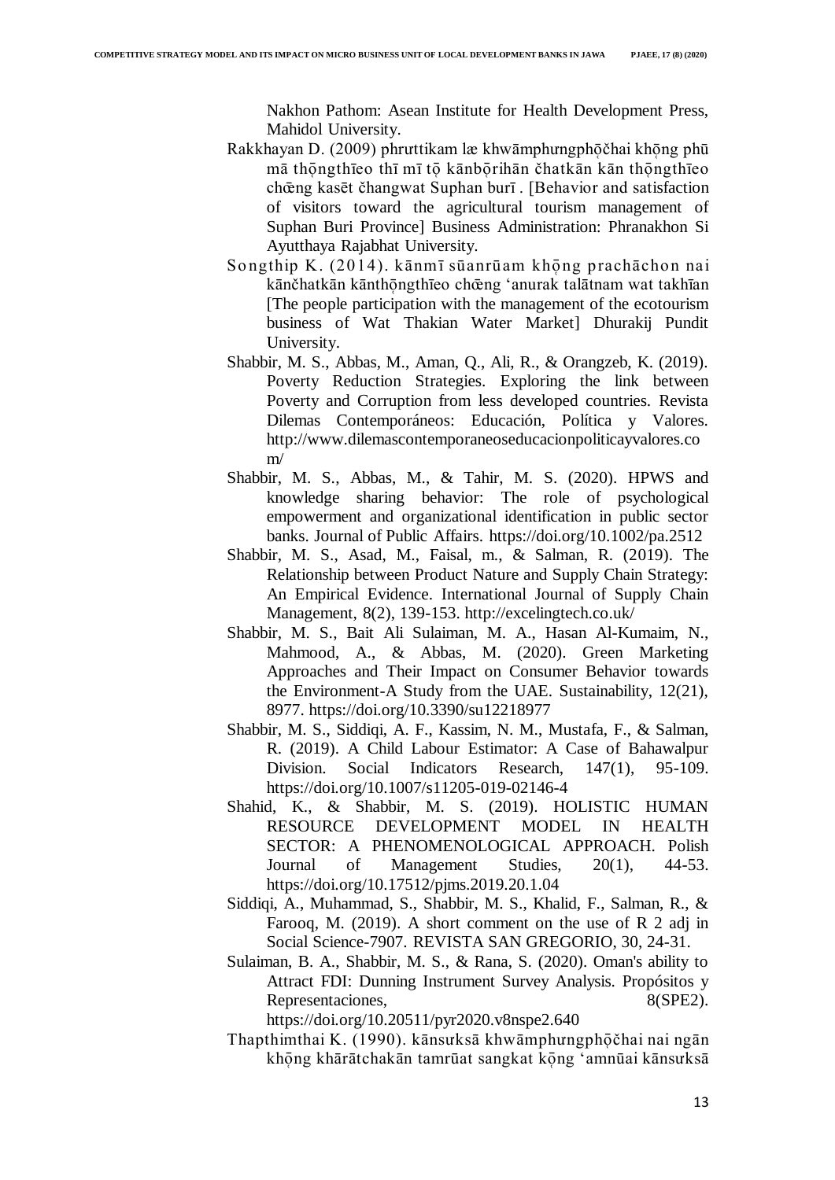Nakhon Pathom: Asean Institute for Health Development Press, Mahidol University.

Rakkhayan D. (2009) phrưttikam læ khwāmphưngphǭčhai khǭng phū mā thǭngthīeo thī mī tǭ kānbǭrihān čhatkān kān thǭngthīeo chœ̄ng kasēt čhangwat Suphan burī . [Behavior and satisfaction of visitors toward the agricultural tourism management of Suphan Buri Province] Business Administration: Phranakhon Si Ayutthaya Rajabhat University.

Songthip K. (2014). kānmī sūanrūam khǭng prachāchon nai kānčhatkān kānthǭngthīeo chœ̄ng 'anurak talātnam wat takhīan [The people participation with the management of the ecotourism business of Wat Thakian Water Market] Dhurakij Pundit University.

Shabbir, M. S., Abbas, M., Aman, Q., Ali, R., & Orangzeb, K. (2019). Poverty Reduction Strategies. Exploring the link between Poverty and Corruption from less developed countries. Revista Dilemas Contemporáneos: Educación, Política y Valores. http://www.dilemascontemporaneoseducacionpoliticayvalores.com/

Shabbir, M. S., Abbas, M., & Tahir, M. S. (2020). HPWS and knowledge sharing behavior: The role of psychological empowerment and organizational identification in public sector banks. Journal of Public Affairs. https://doi.org/10.1002/pa.2512

Shabbir, M. S., Asad, M., Faisal, m., & Salman, R. (2019). The Relationship between Product Nature and Supply Chain Strategy: An Empirical Evidence. International Journal of Supply Chain Management, 8(2), 139-153. http://excelingtech.co.uk/

Shabbir, M. S., Bait Ali Sulaiman, M. A., Hasan Al-Kumaim, N., Mahmood, A., & Abbas, M. (2020). Green Marketing Approaches and Their Impact on Consumer Behavior towards the Environment-A Study from the UAE. Sustainability, 12(21), 8977. https://doi.org/10.3390/su12218977

Shabbir, M. S., Siddiqi, A. F., Kassim, N. M., Mustafa, F., & Salman, R. (2019). A Child Labour Estimator: A Case of Bahawalpur Division. Social Indicators Research, 147(1), 95-109. https://doi.org/10.1007/s11205-019-02146-4

Shahid, K., & Shabbir, M. S. (2019). HOLISTIC HUMAN RESOURCE DEVELOPMENT MODEL IN HEALTH SECTOR: A PHENOMENOLOGICAL APPROACH. Polish Journal of Management Studies, 20(1), 44-53. https://doi.org/10.17512/pjms.2019.20.1.04

Siddiqi, A., Muhammad, S., Shabbir, M. S., Khalid, F., Salman, R., & Farooq, M. (2019). A short comment on the use of R 2 adj in Social Science-7907. REVISTA SAN GREGORIO, 30, 24-31.

Sulaiman, B. A., Shabbir, M. S., & Rana, S. (2020). Oman's ability to Attract FDI: Dunning Instrument Survey Analysis. Propósitos y Representaciones, 8(SPE2). https://doi.org/10.20511/pyr2020.v8nspe2.640

Thapthimthai K. (1990). kānsưksā khwāmphưngphǭčhai nai ngān khǭng khārātchakān tamrūat sangkat kǭng 'amnūai kānsưksā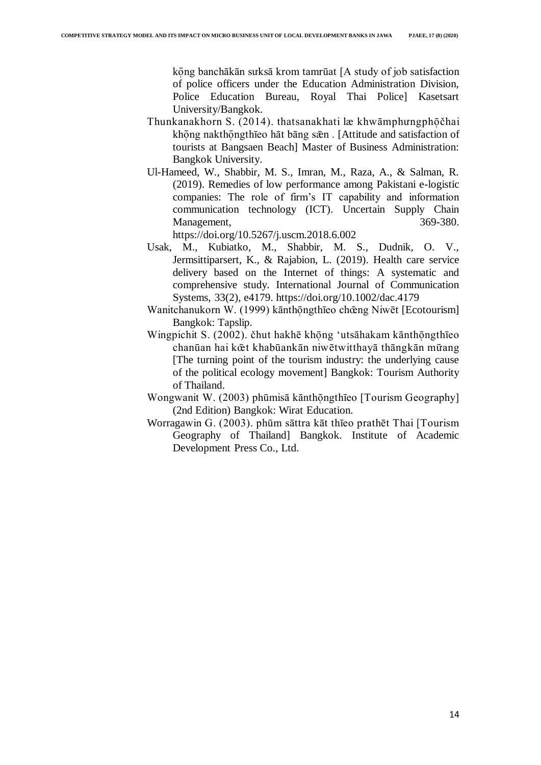kǫng banchākān sưksā krom tamrūat [A study of job satisfaction of police officers under the Education Administration Division, Police Education Bureau, Royal Thai Police] Kasetsart University/Bangkok.

Thunkanakhorn S. (2014). thatsanakhati læ khwāmphưngphǭčhai khǭng nakthǭngthīeo hāt bāng sǣn . [Attitude and satisfaction of tourists at Bangsaen Beach] Master of Business Administration: Bangkok University.

Ul-Hameed, W., Shabbir, M. S., Imran, M., Raza, A., & Salman, R. (2019). Remedies of low performance among Pakistani e-logistic companies: The role of firm's IT capability and information communication technology (ICT). Uncertain Supply Chain Management, 369-380. https://doi.org/10.5267/j.uscm.2018.6.002

Usak, M., Kubiatko, M., Shabbir, M. S., Dudnik, O. V., Jermsittiparsert, K., & Rajabion, L. (2019). Health care service delivery based on the Internet of things: A systematic and comprehensive study. International Journal of Communication Systems, 33(2), e4179. https://doi.org/10.1002/dac.4179

Wanitchanukorn W. (1999) kānthǭngthīeo chœ̄ng Niwēt [Ecotourism] Bangkok: Tapslip.

Wingpichit S. (2002). čhut hakhē khǭng 'utsāhakam kānthǭngthīeo chanūan hai kœ̄t khabūankān niwētwitthayā thāngkān mư̄ang [The turning point of the tourism industry: the underlying cause of the political ecology movement] Bangkok: Tourism Authority of Thailand.

Wongwanit W. (2003) phūmisā kānthǭngthīeo [Tourism Geography] (2nd Edition) Bangkok: Wirat Education.

Worragawin G. (2003). phūm sāttra kāt thīeo prathēt Thai [Tourism Geography of Thailand] Bangkok. Institute of Academic Development Press Co., Ltd.